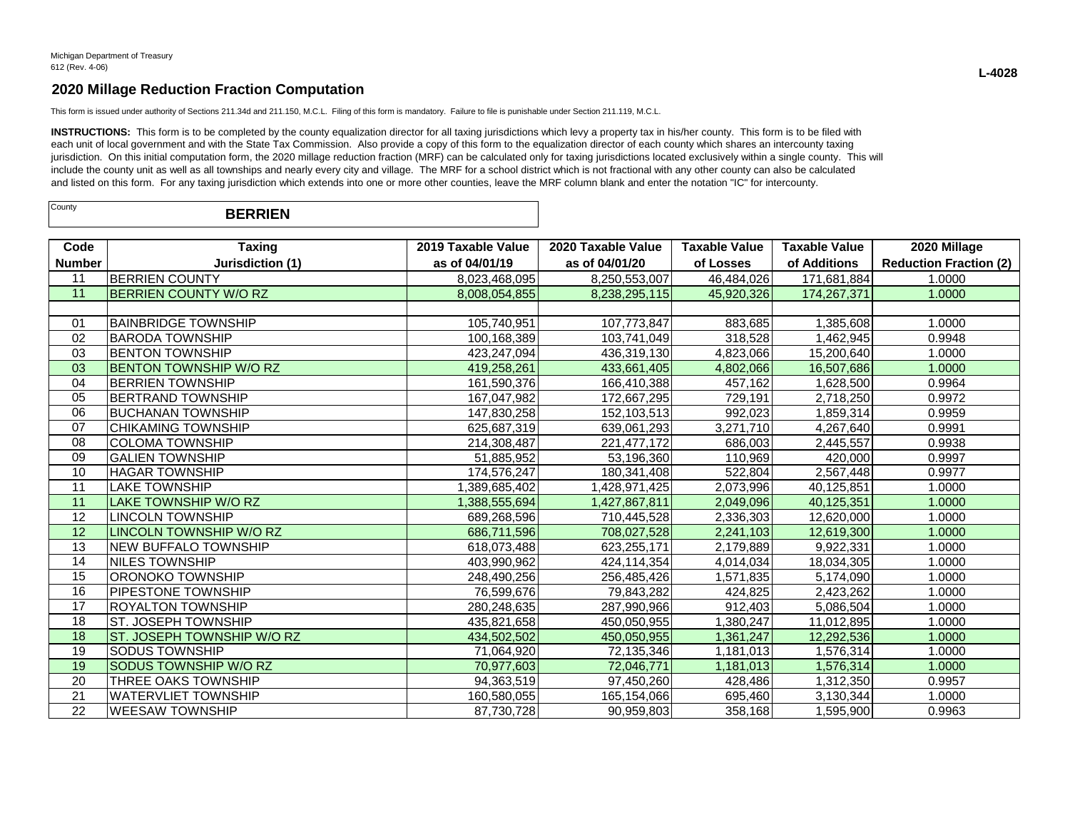Michigan Department of Treasury
612 (Rev. 4-06)

L-4028

## 2020 Millage Reduction Fraction Computation

This form is issued under authority of Sections 211.34d and 211.150, M.C.L. Filing of this form is mandatory. Failure to file is punishable under Section 211.119, M.C.L.

**INSTRUCTIONS:** This form is to be completed by the county equalization director for all taxing jurisdictions which levy a property tax in his/her county. This form is to be filed with each unit of local government and with the State Tax Commission. Also provide a copy of this form to the equalization director of each county which shares an intercounty taxing jurisdiction. On this initial computation form, the 2020 millage reduction fraction (MRF) can be calculated only for taxing jurisdictions located exclusively within a single county. This will include the county unit as well as all townships and nearly every city and village. The MRF for a school district which is not fractional with any other county can also be calculated and listed on this form. For any taxing jurisdiction which extends into one or more other counties, leave the MRF column blank and enter the notation "IC" for intercounty.

County **BERRIEN**

| Code Number | Taxing Jurisdiction (1) | 2019 Taxable Value as of 04/01/19 | 2020 Taxable Value as of 04/01/20 | Taxable Value of Losses | Taxable Value of Additions | 2020 Millage Reduction Fraction (2) |
|---|---|---|---|---|---|---|
| 11 | BERRIEN COUNTY | 8,023,468,095 | 8,250,553,007 | 46,484,026 | 171,681,884 | 1.0000 |
| 11 | BERRIEN COUNTY W/O RZ | 8,008,054,855 | 8,238,295,115 | 45,920,326 | 174,267,371 | 1.0000 |
| | | | | | | |
| 01 | BAINBRIDGE TOWNSHIP | 105,740,951 | 107,773,847 | 883,685 | 1,385,608 | 1.0000 |
| 02 | BARODA TOWNSHIP | 100,168,389 | 103,741,049 | 318,528 | 1,462,945 | 0.9948 |
| 03 | BENTON TOWNSHIP | 423,247,094 | 436,319,130 | 4,823,066 | 15,200,640 | 1.0000 |
| 03 | BENTON TOWNSHIP W/O RZ | 419,258,261 | 433,661,405 | 4,802,066 | 16,507,686 | 1.0000 |
| 04 | BERRIEN TOWNSHIP | 161,590,376 | 166,410,388 | 457,162 | 1,628,500 | 0.9964 |
| 05 | BERTRAND TOWNSHIP | 167,047,982 | 172,667,295 | 729,191 | 2,718,250 | 0.9972 |
| 06 | BUCHANAN TOWNSHIP | 147,830,258 | 152,103,513 | 992,023 | 1,859,314 | 0.9959 |
| 07 | CHIKAMING TOWNSHIP | 625,687,319 | 639,061,293 | 3,271,710 | 4,267,640 | 0.9991 |
| 08 | COLOMA TOWNSHIP | 214,308,487 | 221,477,172 | 686,003 | 2,445,557 | 0.9938 |
| 09 | GALIEN TOWNSHIP | 51,885,952 | 53,196,360 | 110,969 | 420,000 | 0.9997 |
| 10 | HAGAR TOWNSHIP | 174,576,247 | 180,341,408 | 522,804 | 2,567,448 | 0.9977 |
| 11 | LAKE TOWNSHIP | 1,389,685,402 | 1,428,971,425 | 2,073,996 | 40,125,851 | 1.0000 |
| 11 | LAKE TOWNSHIP W/O RZ | 1,388,555,694 | 1,427,867,811 | 2,049,096 | 40,125,351 | 1.0000 |
| 12 | LINCOLN TOWNSHIP | 689,268,596 | 710,445,528 | 2,336,303 | 12,620,000 | 1.0000 |
| 12 | LINCOLN TOWNSHIP W/O RZ | 686,711,596 | 708,027,528 | 2,241,103 | 12,619,300 | 1.0000 |
| 13 | NEW BUFFALO TOWNSHIP | 618,073,488 | 623,255,171 | 2,179,889 | 9,922,331 | 1.0000 |
| 14 | NILES TOWNSHIP | 403,990,962 | 424,114,354 | 4,014,034 | 18,034,305 | 1.0000 |
| 15 | ORONOKO TOWNSHIP | 248,490,256 | 256,485,426 | 1,571,835 | 5,174,090 | 1.0000 |
| 16 | PIPESTONE TOWNSHIP | 76,599,676 | 79,843,282 | 424,825 | 2,423,262 | 1.0000 |
| 17 | ROYALTON TOWNSHIP | 280,248,635 | 287,990,966 | 912,403 | 5,086,504 | 1.0000 |
| 18 | ST. JOSEPH TOWNSHIP | 435,821,658 | 450,050,955 | 1,380,247 | 11,012,895 | 1.0000 |
| 18 | ST. JOSEPH TOWNSHIP W/O RZ | 434,502,502 | 450,050,955 | 1,361,247 | 12,292,536 | 1.0000 |
| 19 | SODUS TOWNSHIP | 71,064,920 | 72,135,346 | 1,181,013 | 1,576,314 | 1.0000 |
| 19 | SODUS TOWNSHIP W/O RZ | 70,977,603 | 72,046,771 | 1,181,013 | 1,576,314 | 1.0000 |
| 20 | THREE OAKS TOWNSHIP | 94,363,519 | 97,450,260 | 428,486 | 1,312,350 | 0.9957 |
| 21 | WATERVLIET TOWNSHIP | 160,580,055 | 165,154,066 | 695,460 | 3,130,344 | 1.0000 |
| 22 | WEESAW TOWNSHIP | 87,730,728 | 90,959,803 | 358,168 | 1,595,900 | 0.9963 |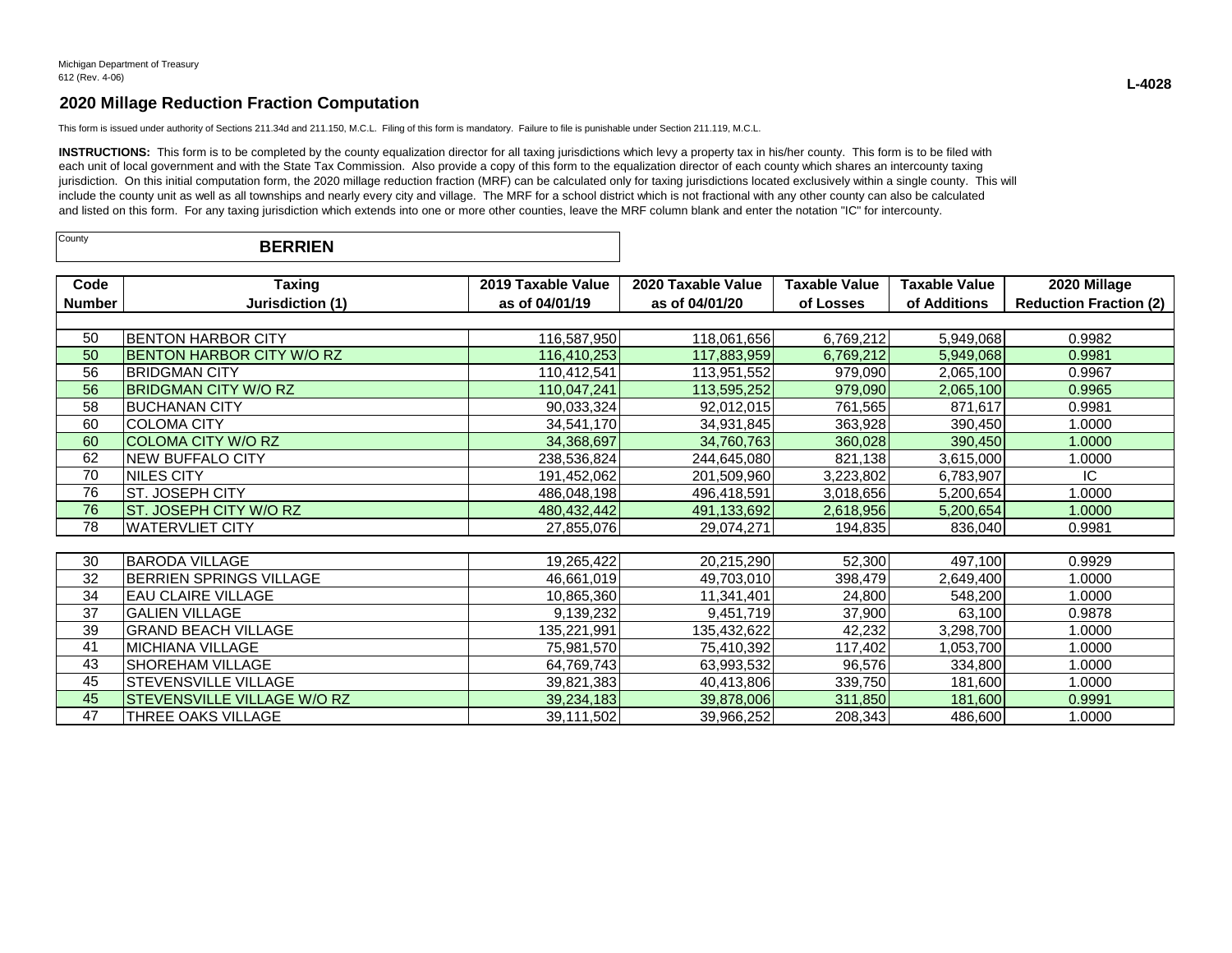Michigan Department of Treasury
612 (Rev. 4-06)

**L-4028**

## 2020 Millage Reduction Fraction Computation

This form is issued under authority of Sections 211.34d and 211.150, M.C.L. Filing of this form is mandatory. Failure to file is punishable under Section 211.119, M.C.L.

**INSTRUCTIONS:** This form is to be completed by the county equalization director for all taxing jurisdictions which levy a property tax in his/her county. This form is to be filed with each unit of local government and with the State Tax Commission. Also provide a copy of this form to the equalization director of each county which shares an intercounty taxing jurisdiction. On this initial computation form, the 2020 millage reduction fraction (MRF) can be calculated only for taxing jurisdictions located exclusively within a single county. This will include the county unit as well as all townships and nearly every city and village. The MRF for a school district which is not fractional with any other county can also be calculated and listed on this form. For any taxing jurisdiction which extends into one or more other counties, leave the MRF column blank and enter the notation "IC" for intercounty.

County: **BERRIEN**

| Code Number | Taxing Jurisdiction (1) | 2019 Taxable Value as of 04/01/19 | 2020 Taxable Value as of 04/01/20 | Taxable Value of Losses | Taxable Value of Additions | 2020 Millage Reduction Fraction (2) |
|---|---|---|---|---|---|---|
| 50 | BENTON HARBOR CITY | 116,587,950 | 118,061,656 | 6,769,212 | 5,949,068 | 0.9982 |
| 50 | BENTON HARBOR CITY W/O RZ | 116,410,253 | 117,883,959 | 6,769,212 | 5,949,068 | 0.9981 |
| 56 | BRIDGMAN CITY | 110,412,541 | 113,951,552 | 979,090 | 2,065,100 | 0.9967 |
| 56 | BRIDGMAN CITY W/O RZ | 110,047,241 | 113,595,252 | 979,090 | 2,065,100 | 0.9965 |
| 58 | BUCHANAN CITY | 90,033,324 | 92,012,015 | 761,565 | 871,617 | 0.9981 |
| 60 | COLOMA CITY | 34,541,170 | 34,931,845 | 363,928 | 390,450 | 1.0000 |
| 60 | COLOMA CITY W/O RZ | 34,368,697 | 34,760,763 | 360,028 | 390,450 | 1.0000 |
| 62 | NEW BUFFALO CITY | 238,536,824 | 244,645,080 | 821,138 | 3,615,000 | 1.0000 |
| 70 | NILES CITY | 191,452,062 | 201,509,960 | 3,223,802 | 6,783,907 | IC |
| 76 | ST. JOSEPH CITY | 486,048,198 | 496,418,591 | 3,018,656 | 5,200,654 | 1.0000 |
| 76 | ST. JOSEPH CITY W/O RZ | 480,432,442 | 491,133,692 | 2,618,956 | 5,200,654 | 1.0000 |
| 78 | WATERVLIET CITY | 27,855,076 | 29,074,271 | 194,835 | 836,040 | 0.9981 |
| | | | | | | |
| 30 | BARODA VILLAGE | 19,265,422 | 20,215,290 | 52,300 | 497,100 | 0.9929 |
| 32 | BERRIEN SPRINGS VILLAGE | 46,661,019 | 49,703,010 | 398,479 | 2,649,400 | 1.0000 |
| 34 | EAU CLAIRE VILLAGE | 10,865,360 | 11,341,401 | 24,800 | 548,200 | 1.0000 |
| 37 | GALIEN VILLAGE | 9,139,232 | 9,451,719 | 37,900 | 63,100 | 0.9878 |
| 39 | GRAND BEACH VILLAGE | 135,221,991 | 135,432,622 | 42,232 | 3,298,700 | 1.0000 |
| 41 | MICHIANA VILLAGE | 75,981,570 | 75,410,392 | 117,402 | 1,053,700 | 1.0000 |
| 43 | SHOREHAM VILLAGE | 64,769,743 | 63,993,532 | 96,576 | 334,800 | 1.0000 |
| 45 | STEVENSVILLE VILLAGE | 39,821,383 | 40,413,806 | 339,750 | 181,600 | 1.0000 |
| 45 | STEVENSVILLE VILLAGE W/O RZ | 39,234,183 | 39,878,006 | 311,850 | 181,600 | 0.9991 |
| 47 | THREE OAKS VILLAGE | 39,111,502 | 39,966,252 | 208,343 | 486,600 | 1.0000 |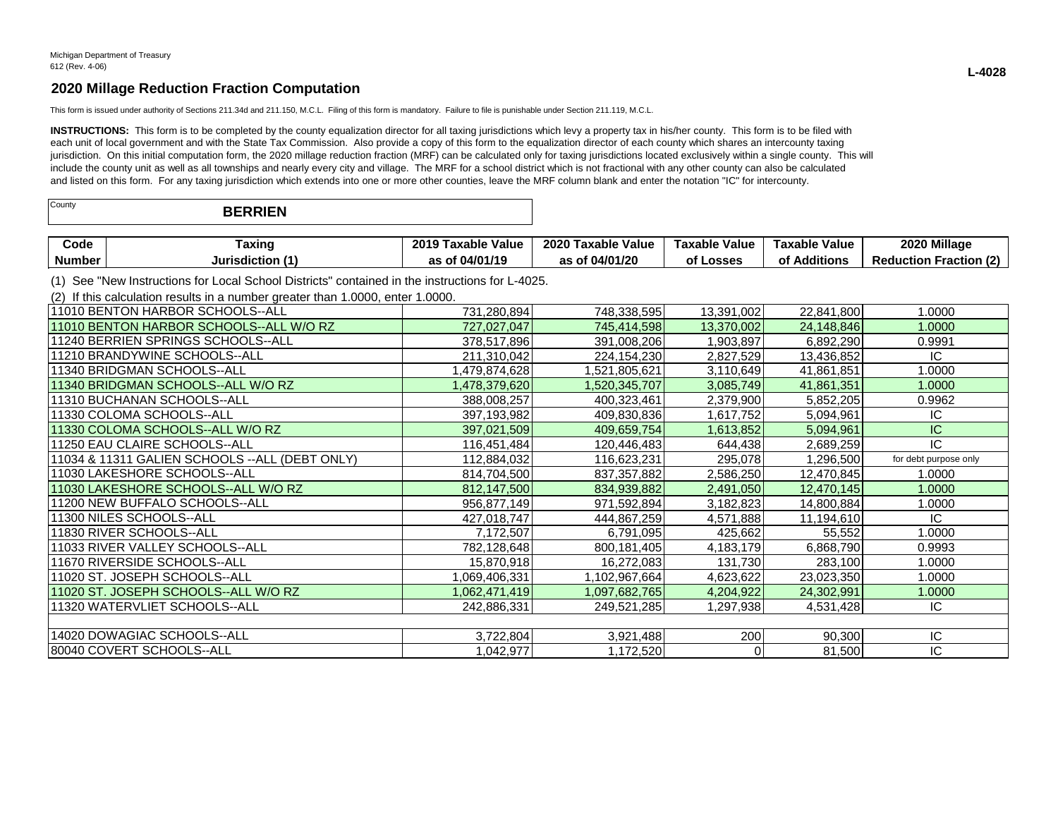Michigan Department of Treasury
612 (Rev. 4-06)

**L-4028**

## 2020 Millage Reduction Fraction Computation

This form is issued under authority of Sections 211.34d and 211.150, M.C.L. Filing of this form is mandatory. Failure to file is punishable under Section 211.119, M.C.L.

**INSTRUCTIONS:** This form is to be completed by the county equalization director for all taxing jurisdictions which levy a property tax in his/her county. This form is to be filed with each unit of local government and with the State Tax Commission. Also provide a copy of this form to the equalization director of each county which shares an intercounty taxing jurisdiction. On this initial computation form, the 2020 millage reduction fraction (MRF) can be calculated only for taxing jurisdictions located exclusively within a single county. This will include the county unit as well as all townships and nearly every city and village. The MRF for a school district which is not fractional with any other county can also be calculated and listed on this form. For any taxing jurisdiction which extends into one or more other counties, leave the MRF column blank and enter the notation "IC" for intercounty.

County: **BERRIEN**

| Code Number | Taxing Jurisdiction (1) | 2019 Taxable Value as of 04/01/19 | 2020 Taxable Value as of 04/01/20 | Taxable Value of Losses | Taxable Value of Additions | 2020 Millage Reduction Fraction (2) |
|---|---|---|---|---|---|---|
| 11010 | BENTON HARBOR SCHOOLS--ALL | 731,280,894 | 748,338,595 | 13,391,002 | 22,841,800 | 1.0000 |
| 11010 | BENTON HARBOR SCHOOLS--ALL W/O RZ | 727,027,047 | 745,414,598 | 13,370,002 | 24,148,846 | 1.0000 |
| 11240 | BERRIEN SPRINGS SCHOOLS--ALL | 378,517,896 | 391,008,206 | 1,903,897 | 6,892,290 | 0.9991 |
| 11210 | BRANDYWINE SCHOOLS--ALL | 211,310,042 | 224,154,230 | 2,827,529 | 13,436,852 | IC |
| 11340 | BRIDGMAN SCHOOLS--ALL | 1,479,874,628 | 1,521,805,621 | 3,110,649 | 41,861,851 | 1.0000 |
| 11340 | BRIDGMAN SCHOOLS--ALL W/O RZ | 1,478,379,620 | 1,520,345,707 | 3,085,749 | 41,861,351 | 1.0000 |
| 11310 | BUCHANAN SCHOOLS--ALL | 388,008,257 | 400,323,461 | 2,379,900 | 5,852,205 | 0.9962 |
| 11330 | COLOMA SCHOOLS--ALL | 397,193,982 | 409,830,836 | 1,617,752 | 5,094,961 | IC |
| 11330 | COLOMA SCHOOLS--ALL W/O RZ | 397,021,509 | 409,659,754 | 1,613,852 | 5,094,961 | IC |
| 11250 | EAU CLAIRE SCHOOLS--ALL | 116,451,484 | 120,446,483 | 644,438 | 2,689,259 | IC |
| 11034 & 11311 | GALIEN SCHOOLS --ALL (DEBT ONLY) | 112,884,032 | 116,623,231 | 295,078 | 1,296,500 | for debt purpose only |
| 11030 | LAKESHORE SCHOOLS--ALL | 814,704,500 | 837,357,882 | 2,586,250 | 12,470,845 | 1.0000 |
| 11030 | LAKESHORE SCHOOLS--ALL W/O RZ | 812,147,500 | 834,939,882 | 2,491,050 | 12,470,145 | 1.0000 |
| 11200 | NEW BUFFALO SCHOOLS--ALL | 956,877,149 | 971,592,894 | 3,182,823 | 14,800,884 | 1.0000 |
| 11300 | NILES SCHOOLS--ALL | 427,018,747 | 444,867,259 | 4,571,888 | 11,194,610 | IC |
| 11830 | RIVER SCHOOLS--ALL | 7,172,507 | 6,791,095 | 425,662 | 55,552 | 1.0000 |
| 11033 | RIVER VALLEY SCHOOLS--ALL | 782,128,648 | 800,181,405 | 4,183,179 | 6,868,790 | 0.9993 |
| 11670 | RIVERSIDE SCHOOLS--ALL | 15,870,918 | 16,272,083 | 131,730 | 283,100 | 1.0000 |
| 11020 | ST. JOSEPH SCHOOLS--ALL | 1,069,406,331 | 1,102,967,664 | 4,623,622 | 23,023,350 | 1.0000 |
| 11020 | ST. JOSEPH SCHOOLS--ALL W/O RZ | 1,062,471,419 | 1,097,682,765 | 4,204,922 | 24,302,991 | 1.0000 |
| 11320 | WATERVLIET SCHOOLS--ALL | 242,886,331 | 249,521,285 | 1,297,938 | 4,531,428 | IC |
| | | | | | | |
| 14020 | DOWAGIAC SCHOOLS--ALL | 3,722,804 | 3,921,488 | 200 | 90,300 | IC |
| 80040 | COVERT SCHOOLS--ALL | 1,042,977 | 1,172,520 | 0 | 81,500 | IC |

(1) See "New Instructions for Local School Districts" contained in the instructions for L-4025.

(2) If this calculation results in a number greater than 1.0000, enter 1.0000.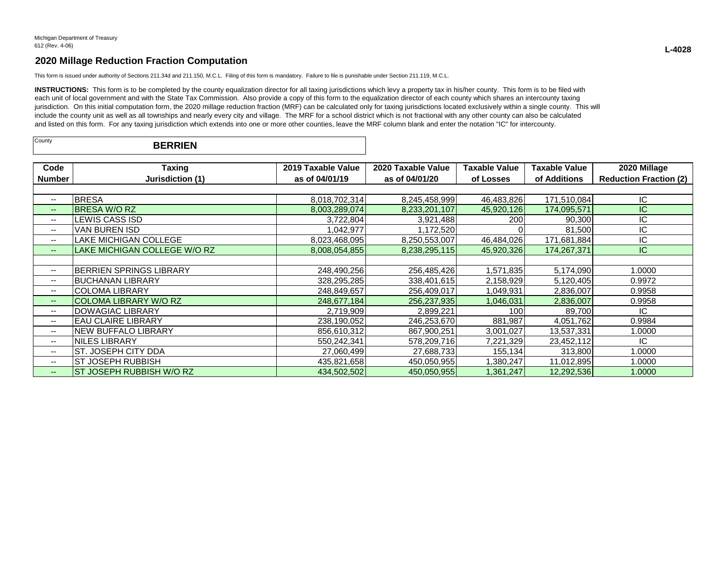Michigan Department of Treasury
612 (Rev. 4-06)

**L-4028**

## 2020 Millage Reduction Fraction Computation

This form is issued under authority of Sections 211.34d and 211.150, M.C.L. Filing of this form is mandatory. Failure to file is punishable under Section 211.119, M.C.L.

**INSTRUCTIONS:** This form is to be completed by the county equalization director for all taxing jurisdictions which levy a property tax in his/her county. This form is to be filed with each unit of local government and with the State Tax Commission. Also provide a copy of this form to the equalization director of each county which shares an intercounty taxing jurisdiction. On this initial computation form, the 2020 millage reduction fraction (MRF) can be calculated only for taxing jurisdictions located exclusively within a single county. This will include the county unit as well as all townships and nearly every city and village. The MRF for a school district which is not fractional with any other county can also be calculated and listed on this form. For any taxing jurisdiction which extends into one or more other counties, leave the MRF column blank and enter the notation "IC" for intercounty.

County: **BERRIEN**

| Code Number | Taxing Jurisdiction (1) | 2019 Taxable Value as of 04/01/19 | 2020 Taxable Value as of 04/01/20 | Taxable Value of Losses | Taxable Value of Additions | 2020 Millage Reduction Fraction (2) |
|---|---|---|---|---|---|---|
| -- | BRESA | 8,018,702,314 | 8,245,458,999 | 46,483,826 | 171,510,084 | IC |
| -- | BRESA W/O RZ | 8,003,289,074 | 8,233,201,107 | 45,920,126 | 174,095,571 | IC |
| -- | LEWIS CASS ISD | 3,722,804 | 3,921,488 | 200 | 90,300 | IC |
| -- | VAN BUREN ISD | 1,042,977 | 1,172,520 | 0 | 81,500 | IC |
| -- | LAKE MICHIGAN COLLEGE | 8,023,468,095 | 8,250,553,007 | 46,484,026 | 171,681,884 | IC |
| -- | LAKE MICHIGAN COLLEGE W/O RZ | 8,008,054,855 | 8,238,295,115 | 45,920,326 | 174,267,371 | IC |
| | | | | | | |
| -- | BERRIEN SPRINGS LIBRARY | 248,490,256 | 256,485,426 | 1,571,835 | 5,174,090 | 1.0000 |
| -- | BUCHANAN LIBRARY | 328,295,285 | 338,401,615 | 2,158,929 | 5,120,405 | 0.9972 |
| -- | COLOMA LIBRARY | 248,849,657 | 256,409,017 | 1,049,931 | 2,836,007 | 0.9958 |
| -- | COLOMA LIBRARY W/O RZ | 248,677,184 | 256,237,935 | 1,046,031 | 2,836,007 | 0.9958 |
| -- | DOWAGIAC LIBRARY | 2,719,909 | 2,899,221 | 100 | 89,700 | IC |
| -- | EAU CLAIRE LIBRARY | 238,190,052 | 246,253,670 | 881,987 | 4,051,762 | 0.9984 |
| -- | NEW BUFFALO LIBRARY | 856,610,312 | 867,900,251 | 3,001,027 | 13,537,331 | 1.0000 |
| -- | NILES LIBRARY | 550,242,341 | 578,209,716 | 7,221,329 | 23,452,112 | IC |
| -- | ST. JOSEPH CITY DDA | 27,060,499 | 27,688,733 | 155,134 | 313,800 | 1.0000 |
| -- | ST JOSEPH RUBBISH | 435,821,658 | 450,050,955 | 1,380,247 | 11,012,895 | 1.0000 |
| -- | ST JOSEPH RUBBISH W/O RZ | 434,502,502 | 450,050,955 | 1,361,247 | 12,292,536 | 1.0000 |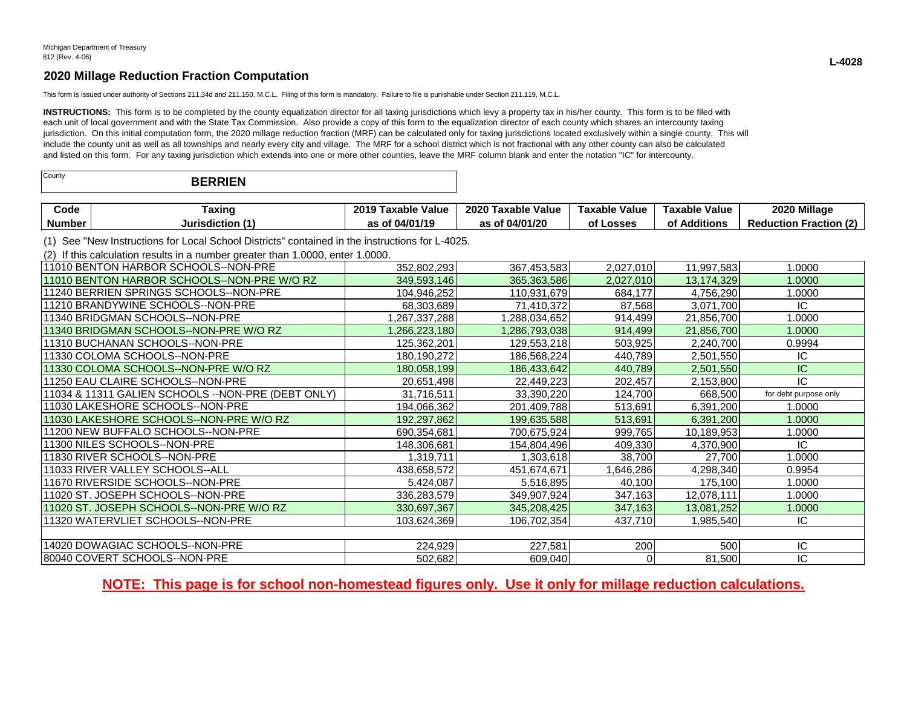Michigan Department of Treasury
612 (Rev. 4-06)

**L-4028**

## 2020 Millage Reduction Fraction Computation

This form is issued under authority of Sections 211.34d and 211.150, M.C.L. Filing of this form is mandatory. Failure to file is punishable under Section 211.119, M.C.L.

**INSTRUCTIONS:** This form is to be completed by the county equalization director for all taxing jurisdictions which levy a property tax in his/her county. This form is to be filed with each unit of local government and with the State Tax Commission. Also provide a copy of this form to the equalization director of each county which shares an intercounty taxing jurisdiction. On this initial computation form, the 2020 millage reduction fraction (MRF) can be calculated only for taxing jurisdictions located exclusively within a single county. This will include the county unit as well as all townships and nearly every city and village. The MRF for a school district which is not fractional with any other county can also be calculated and listed on this form. For any taxing jurisdiction which extends into one or more other counties, leave the MRF column blank and enter the notation "IC" for intercounty.

County: **BERRIEN**

(1) See "New Instructions for Local School Districts" contained in the instructions for L-4025.

(2) If this calculation results in a number greater than 1.0000, enter 1.0000.

| Code Number | Taxing Jurisdiction (1) | 2019 Taxable Value as of 04/01/19 | 2020 Taxable Value as of 04/01/20 | Taxable Value of Losses | Taxable Value of Additions | 2020 Millage Reduction Fraction (2) |
|---|---|---|---|---|---|---|
| 11010 | BENTON HARBOR SCHOOLS--NON-PRE | 352,802,293 | 367,453,583 | 2,027,010 | 11,997,583 | 1.0000 |
| 11010 | BENTON HARBOR SCHOOLS--NON-PRE W/O RZ | 349,593,146 | 365,363,586 | 2,027,010 | 13,174,329 | 1.0000 |
| 11240 | BERRIEN SPRINGS SCHOOLS--NON-PRE | 104,946,252 | 110,931,679 | 684,177 | 4,756,290 | 1.0000 |
| 11210 | BRANDYWINE SCHOOLS--NON-PRE | 68,303,689 | 71,410,372 | 87,568 | 3,071,700 | IC |
| 11340 | BRIDGMAN SCHOOLS--NON-PRE | 1,267,337,288 | 1,288,034,652 | 914,499 | 21,856,700 | 1.0000 |
| 11340 | BRIDGMAN SCHOOLS--NON-PRE W/O RZ | 1,266,223,180 | 1,286,793,038 | 914,499 | 21,856,700 | 1.0000 |
| 11310 | BUCHANAN SCHOOLS--NON-PRE | 125,362,201 | 129,553,218 | 503,925 | 2,240,700 | 0.9994 |
| 11330 | COLOMA SCHOOLS--NON-PRE | 180,190,272 | 186,568,224 | 440,789 | 2,501,550 | IC |
| 11330 | COLOMA SCHOOLS--NON-PRE W/O RZ | 180,058,199 | 186,433,642 | 440,789 | 2,501,550 | IC |
| 11250 | EAU CLAIRE SCHOOLS--NON-PRE | 20,651,498 | 22,449,223 | 202,457 | 2,153,800 | IC |
| 11034 & 11311 | GALIEN SCHOOLS --NON-PRE (DEBT ONLY) | 31,716,511 | 33,390,220 | 124,700 | 668,500 | for debt purpose only |
| 11030 | LAKESHORE SCHOOLS--NON-PRE | 194,066,362 | 201,409,788 | 513,691 | 6,391,200 | 1.0000 |
| 11030 | LAKESHORE SCHOOLS--NON-PRE W/O RZ | 192,297,862 | 199,635,588 | 513,691 | 6,391,200 | 1.0000 |
| 11200 | NEW BUFFALO SCHOOLS--NON-PRE | 690,354,681 | 700,675,924 | 999,765 | 10,189,953 | 1.0000 |
| 11300 | NILES SCHOOLS--NON-PRE | 148,306,681 | 154,804,496 | 409,330 | 4,370,900 | IC |
| 11830 | RIVER SCHOOLS--NON-PRE | 1,319,711 | 1,303,618 | 38,700 | 27,700 | 1.0000 |
| 11033 | RIVER VALLEY SCHOOLS--ALL | 438,658,572 | 451,674,671 | 1,646,286 | 4,298,340 | 0.9954 |
| 11670 | RIVERSIDE SCHOOLS--NON-PRE | 5,424,087 | 5,516,895 | 40,100 | 175,100 | 1.0000 |
| 11020 | ST. JOSEPH SCHOOLS--NON-PRE | 336,283,579 | 349,907,924 | 347,163 | 12,078,111 | 1.0000 |
| 11020 | ST. JOSEPH SCHOOLS--NON-PRE W/O RZ | 330,697,367 | 345,208,425 | 347,163 | 13,081,252 | 1.0000 |
| 11320 | WATERVLIET SCHOOLS--NON-PRE | 103,624,369 | 106,702,354 | 437,710 | 1,985,540 | IC |
| | | | | | | |
| 14020 | DOWAGIAC SCHOOLS--NON-PRE | 224,929 | 227,581 | 200 | 500 | IC |
| 80040 | COVERT SCHOOLS--NON-PRE | 502,682 | 609,040 | 0 | 81,500 | IC |

**NOTE: This page is for school non-homestead figures only. Use it only for millage reduction calculations.**